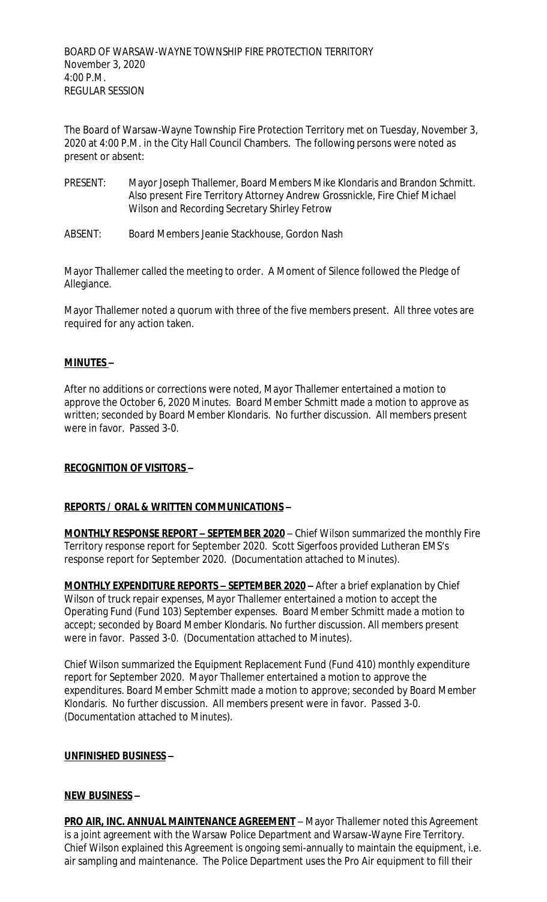BOARD OF WARSAW-WAYNE TOWNSHIP FIRE PROTECTION TERRITORY
November 3, 2020
4:00 P.M.
REGULAR SESSION

The Board of Warsaw-Wayne Township Fire Protection Territory met on Tuesday, November 3, 2020 at 4:00 P.M. in the City Hall Council Chambers. The following persons were noted as present or absent:

PRESENT: Mayor Joseph Thallemer, Board Members Mike Klondaris and Brandon Schmitt. Also present Fire Territory Attorney Andrew Grossnickle, Fire Chief Michael Wilson and Recording Secretary Shirley Fetrow

ABSENT: Board Members Jeanie Stackhouse, Gordon Nash

Mayor Thallemer called the meeting to order. A Moment of Silence followed the Pledge of Allegiance.

Mayor Thallemer noted a quorum with three of the five members present. All three votes are required for any action taken.

**MINUTES –**

After no additions or corrections were noted, Mayor Thallemer entertained a motion to approve the October 6, 2020 Minutes. Board Member Schmitt made a motion to approve as written; seconded by Board Member Klondaris. No further discussion. All members present were in favor. Passed 3-0.

**RECOGNITION OF VISITORS –**

**REPORTS / ORAL & WRITTEN COMMUNICATIONS –**

**MONTHLY RESPONSE REPORT – SEPTEMBER 2020** – Chief Wilson summarized the monthly Fire Territory response report for September 2020. Scott Sigerfoos provided Lutheran EMS's response report for September 2020. (Documentation attached to Minutes).

**MONTHLY EXPENDITURE REPORTS – SEPTEMBER 2020 –** After a brief explanation by Chief Wilson of truck repair expenses, Mayor Thallemer entertained a motion to accept the Operating Fund (Fund 103) September expenses. Board Member Schmitt made a motion to accept; seconded by Board Member Klondaris. No further discussion. All members present were in favor. Passed 3-0. (Documentation attached to Minutes).

Chief Wilson summarized the Equipment Replacement Fund (Fund 410) monthly expenditure report for September 2020. Mayor Thallemer entertained a motion to approve the expenditures. Board Member Schmitt made a motion to approve; seconded by Board Member Klondaris. No further discussion. All members present were in favor. Passed 3-0. (Documentation attached to Minutes).

**UNFINISHED BUSINESS –**

**NEW BUSINESS –**

**PRO AIR, INC. ANNUAL MAINTENANCE AGREEMENT** – Mayor Thallemer noted this Agreement is a joint agreement with the Warsaw Police Department and Warsaw-Wayne Fire Territory. Chief Wilson explained this Agreement is ongoing semi-annually to maintain the equipment, i.e. air sampling and maintenance. The Police Department uses the Pro Air equipment to fill their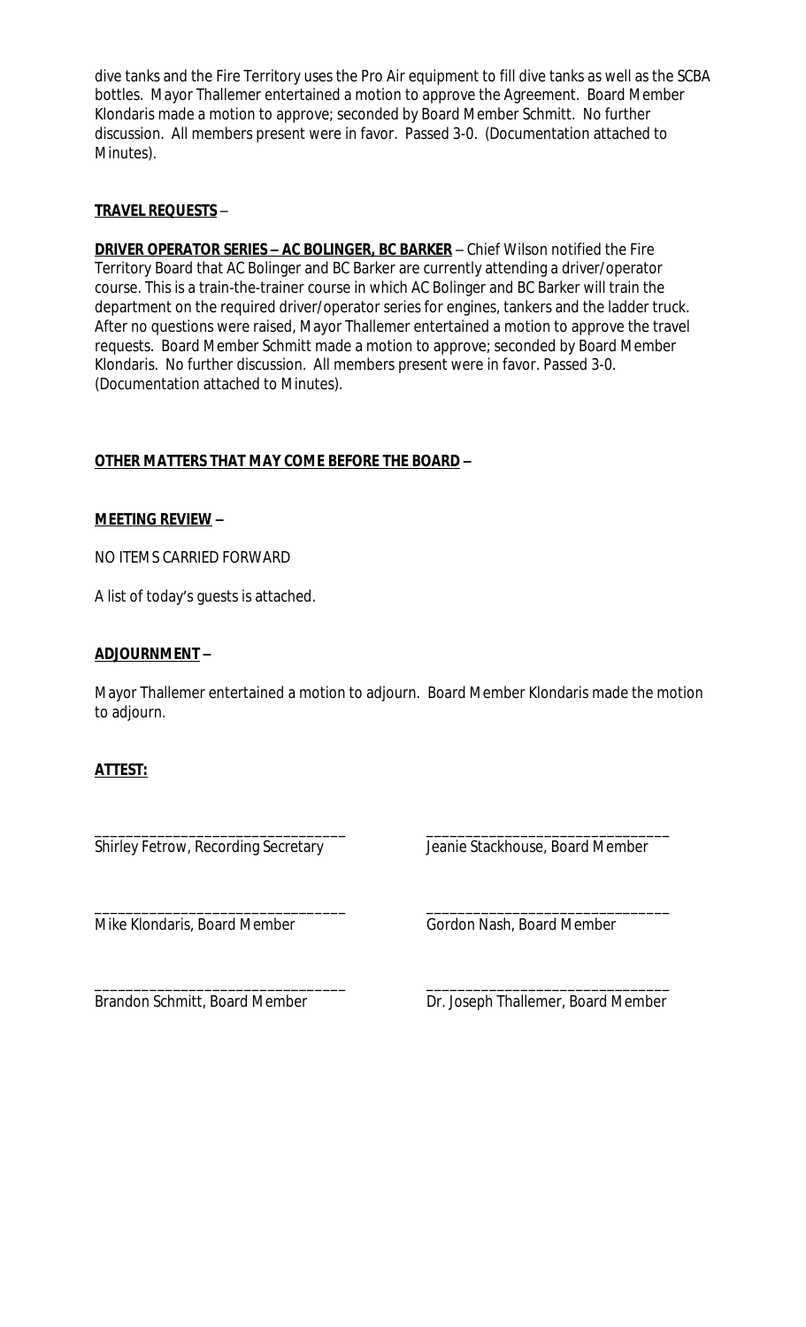dive tanks and the Fire Territory uses the Pro Air equipment to fill dive tanks as well as the SCBA bottles. Mayor Thallemer entertained a motion to approve the Agreement. Board Member Klondaris made a motion to approve; seconded by Board Member Schmitt. No further discussion. All members present were in favor. Passed 3-0. (Documentation attached to Minutes).

**TRAVEL REQUESTS** –

**DRIVER OPERATOR SERIES – AC BOLINGER, BC BARKER** – Chief Wilson notified the Fire Territory Board that AC Bolinger and BC Barker are currently attending a driver/operator course. This is a train-the-trainer course in which AC Bolinger and BC Barker will train the department on the required driver/operator series for engines, tankers and the ladder truck. After no questions were raised, Mayor Thallemer entertained a motion to approve the travel requests. Board Member Schmitt made a motion to approve; seconded by Board Member Klondaris. No further discussion. All members present were in favor. Passed 3-0. (Documentation attached to Minutes).

**OTHER MATTERS THAT MAY COME BEFORE THE BOARD –**

**MEETING REVIEW –**

NO ITEMS CARRIED FORWARD

A list of today's guests is attached.

**ADJOURNMENT –**

Mayor Thallemer entertained a motion to adjourn. Board Member Klondaris made the motion to adjourn.

**ATTEST:**

| | |
|---|---|
| _______________________________ | _______________________________ |
| Shirley Fetrow, Recording Secretary | Jeanie Stackhouse, Board Member |
| _______________________________ | _______________________________ |
| Mike Klondaris, Board Member | Gordon Nash, Board Member |
| _______________________________ | _______________________________ |
| Brandon Schmitt, Board Member | Dr. Joseph Thallemer, Board Member |